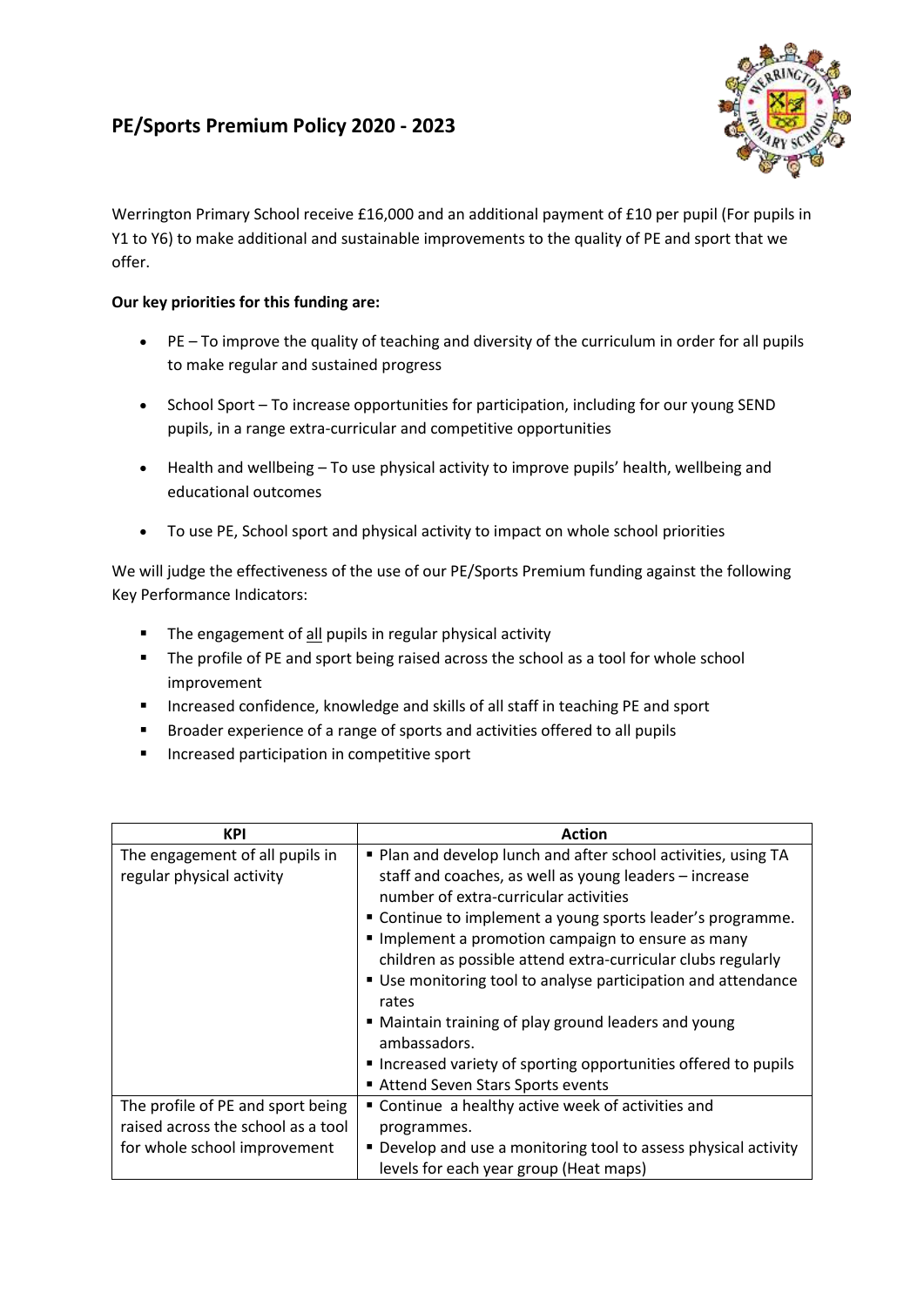# PE/Sports Premium Policy 2020 - 2023

Werrington Primary School receive £16,000 and an additional payment of £10 per pupil (For pupils in Y1 to Y6) to make additional and sustainable improvements to the quality of PE and sport that we offer.

**Our key priorities for this funding are:**

- PE – To improve the quality of teaching and diversity of the curriculum in order for all pupils to make regular and sustained progress
- School Sport – To increase opportunities for participation, including for our young SEND pupils, in a range extra-curricular and competitive opportunities
- Health and wellbeing – To use physical activity to improve pupils' health, wellbeing and educational outcomes
- To use PE, School sport and physical activity to impact on whole school priorities

We will judge the effectiveness of the use of our PE/Sports Premium funding against the following Key Performance Indicators:

- The engagement of all pupils in regular physical activity
- The profile of PE and sport being raised across the school as a tool for whole school improvement
- Increased confidence, knowledge and skills of all staff in teaching PE and sport
- Broader experience of a range of sports and activities offered to all pupils
- Increased participation in competitive sport

| KPI | Action |
|---|---|
| The engagement of all pupils in regular physical activity | ▪ Plan and develop lunch and after school activities, using TA staff and coaches, as well as young leaders – increase number of extra-curricular activities<br>▪ Continue to implement a young sports leader's programme.<br>▪ Implement a promotion campaign to ensure as many children as possible attend extra-curricular clubs regularly<br>▪ Use monitoring tool to analyse participation and attendance rates<br>▪ Maintain training of play ground leaders and young ambassadors.<br>▪ Increased variety of sporting opportunities offered to pupils<br>▪ Attend Seven Stars Sports events |
| The profile of PE and sport being raised across the school as a tool for whole school improvement | ▪ Continue a healthy active week of activities and programmes.<br>▪ Develop and use a monitoring tool to assess physical activity levels for each year group (Heat maps) |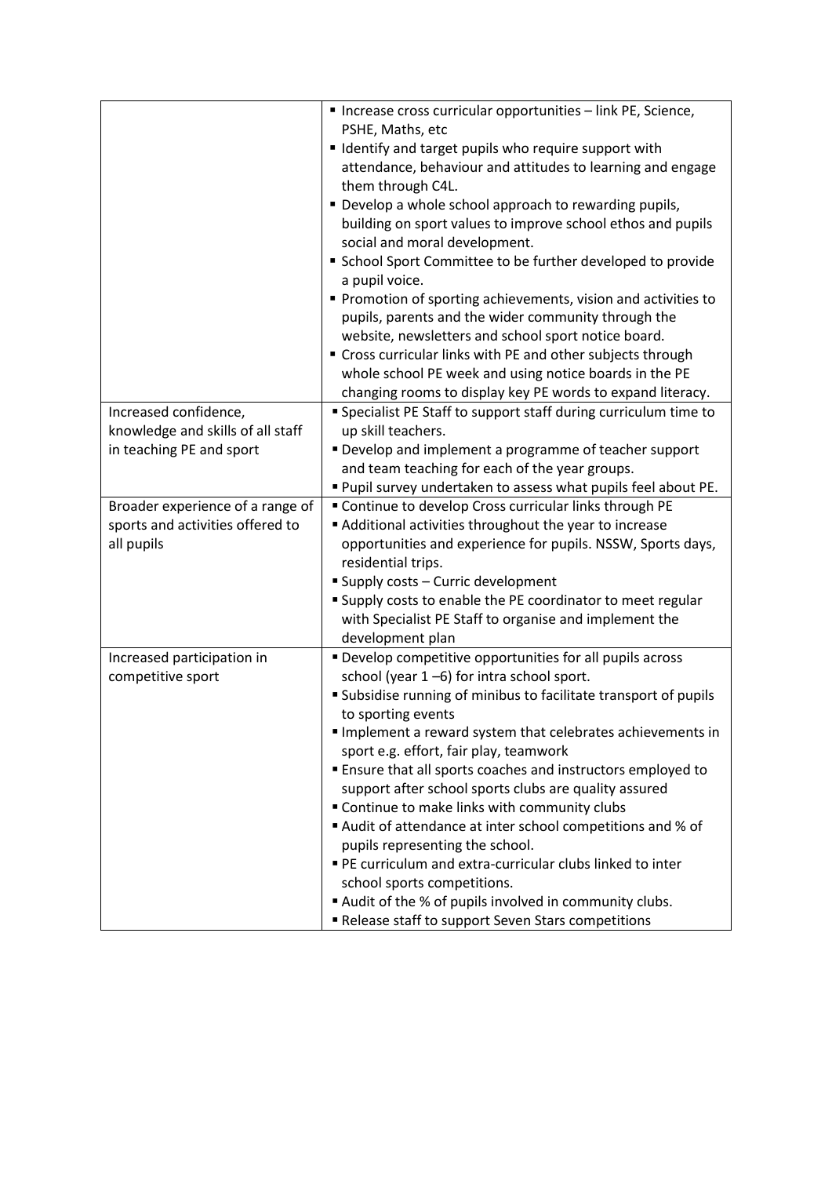| | |
|---|---|
| | ▪ Increase cross curricular opportunities – link PE, Science, PSHE, Maths, etc<br>▪ Identify and target pupils who require support with attendance, behaviour and attitudes to learning and engage them through C4L.<br>▪ Develop a whole school approach to rewarding pupils, building on sport values to improve school ethos and pupils social and moral development.<br>▪ School Sport Committee to be further developed to provide a pupil voice.<br>▪ Promotion of sporting achievements, vision and activities to pupils, parents and the wider community through the website, newsletters and school sport notice board.<br>▪ Cross curricular links with PE and other subjects through whole school PE week and using notice boards in the PE changing rooms to display key PE words to expand literacy. |
| Increased confidence, knowledge and skills of all staff in teaching PE and sport | ▪ Specialist PE Staff to support staff during curriculum time to up skill teachers.<br>▪ Develop and implement a programme of teacher support and team teaching for each of the year groups.<br>▪ Pupil survey undertaken to assess what pupils feel about PE. |
| Broader experience of a range of sports and activities offered to all pupils | ▪ Continue to develop Cross curricular links through PE<br>▪ Additional activities throughout the year to increase opportunities and experience for pupils. NSSW, Sports days, residential trips.<br>▪ Supply costs – Curric development<br>▪ Supply costs to enable the PE coordinator to meet regular with Specialist PE Staff to organise and implement the development plan |
| Increased participation in competitive sport | ▪ Develop competitive opportunities for all pupils across school (year 1 –6) for intra school sport.<br>▪ Subsidise running of minibus to facilitate transport of pupils to sporting events<br>▪ Implement a reward system that celebrates achievements in sport e.g. effort, fair play, teamwork<br>▪ Ensure that all sports coaches and instructors employed to support after school sports clubs are quality assured<br>▪ Continue to make links with community clubs<br>▪ Audit of attendance at inter school competitions and % of pupils representing the school.<br>▪ PE curriculum and extra-curricular clubs linked to inter school sports competitions.<br>▪ Audit of the % of pupils involved in community clubs.<br>▪ Release staff to support Seven Stars competitions |